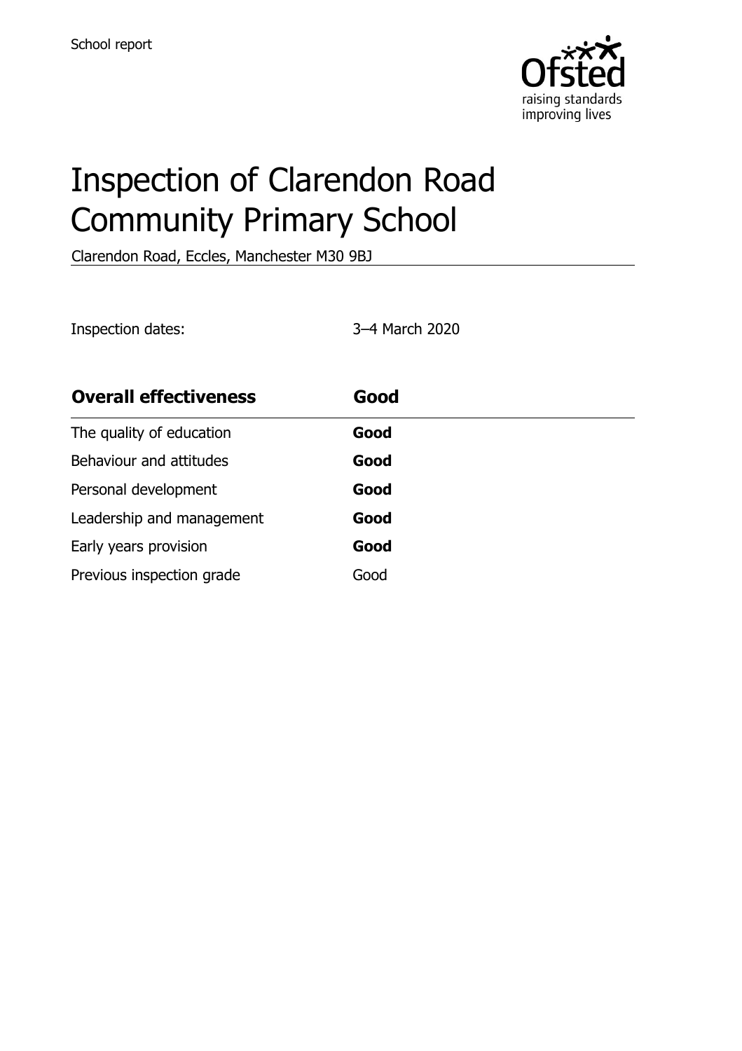School report

# Inspection of Clarendon Road Community Primary School

Clarendon Road, Eccles, Manchester M30 9BJ

Inspection dates: 3–4 March 2020

| **Overall effectiveness** | **Good** |
| --- | --- |
| The quality of education | **Good** |
| Behaviour and attitudes | **Good** |
| Personal development | **Good** |
| Leadership and management | **Good** |
| Early years provision | **Good** |
| Previous inspection grade | Good |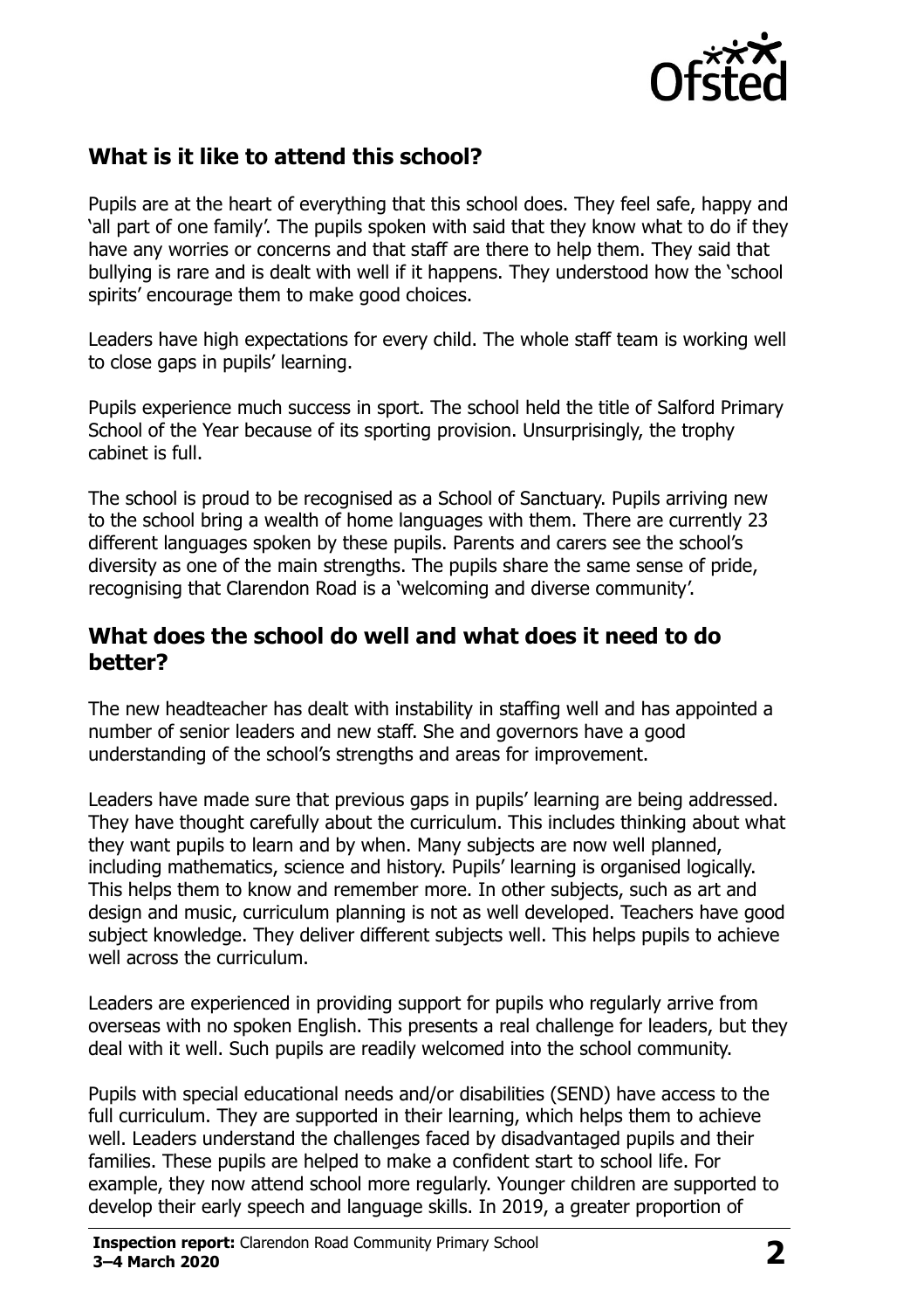## What is it like to attend this school?

Pupils are at the heart of everything that this school does. They feel safe, happy and 'all part of one family'. The pupils spoken with said that they know what to do if they have any worries or concerns and that staff are there to help them. They said that bullying is rare and is dealt with well if it happens. They understood how the 'school spirits' encourage them to make good choices.

Leaders have high expectations for every child. The whole staff team is working well to close gaps in pupils' learning.

Pupils experience much success in sport. The school held the title of Salford Primary School of the Year because of its sporting provision. Unsurprisingly, the trophy cabinet is full.

The school is proud to be recognised as a School of Sanctuary. Pupils arriving new to the school bring a wealth of home languages with them. There are currently 23 different languages spoken by these pupils. Parents and carers see the school's diversity as one of the main strengths. The pupils share the same sense of pride, recognising that Clarendon Road is a 'welcoming and diverse community'.

## What does the school do well and what does it need to do better?

The new headteacher has dealt with instability in staffing well and has appointed a number of senior leaders and new staff. She and governors have a good understanding of the school's strengths and areas for improvement.

Leaders have made sure that previous gaps in pupils' learning are being addressed. They have thought carefully about the curriculum. This includes thinking about what they want pupils to learn and by when. Many subjects are now well planned, including mathematics, science and history. Pupils' learning is organised logically. This helps them to know and remember more. In other subjects, such as art and design and music, curriculum planning is not as well developed. Teachers have good subject knowledge. They deliver different subjects well. This helps pupils to achieve well across the curriculum.

Leaders are experienced in providing support for pupils who regularly arrive from overseas with no spoken English. This presents a real challenge for leaders, but they deal with it well. Such pupils are readily welcomed into the school community.

Pupils with special educational needs and/or disabilities (SEND) have access to the full curriculum. They are supported in their learning, which helps them to achieve well. Leaders understand the challenges faced by disadvantaged pupils and their families. These pupils are helped to make a confident start to school life. For example, they now attend school more regularly. Younger children are supported to develop their early speech and language skills. In 2019, a greater proportion of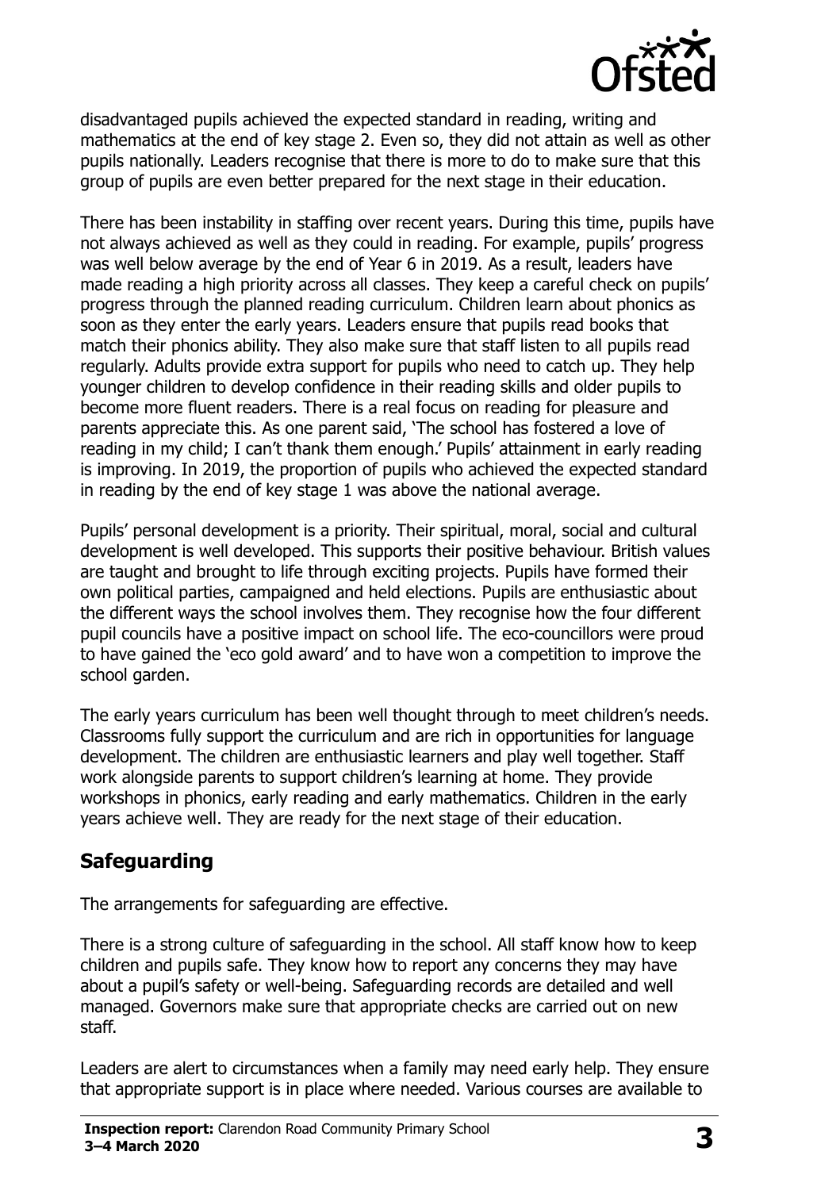disadvantaged pupils achieved the expected standard in reading, writing and mathematics at the end of key stage 2. Even so, they did not attain as well as other pupils nationally. Leaders recognise that there is more to do to make sure that this group of pupils are even better prepared for the next stage in their education.

There has been instability in staffing over recent years. During this time, pupils have not always achieved as well as they could in reading. For example, pupils' progress was well below average by the end of Year 6 in 2019. As a result, leaders have made reading a high priority across all classes. They keep a careful check on pupils' progress through the planned reading curriculum. Children learn about phonics as soon as they enter the early years. Leaders ensure that pupils read books that match their phonics ability. They also make sure that staff listen to all pupils read regularly. Adults provide extra support for pupils who need to catch up. They help younger children to develop confidence in their reading skills and older pupils to become more fluent readers. There is a real focus on reading for pleasure and parents appreciate this. As one parent said, 'The school has fostered a love of reading in my child; I can't thank them enough.' Pupils' attainment in early reading is improving. In 2019, the proportion of pupils who achieved the expected standard in reading by the end of key stage 1 was above the national average.

Pupils' personal development is a priority. Their spiritual, moral, social and cultural development is well developed. This supports their positive behaviour. British values are taught and brought to life through exciting projects. Pupils have formed their own political parties, campaigned and held elections. Pupils are enthusiastic about the different ways the school involves them. They recognise how the four different pupil councils have a positive impact on school life. The eco-councillors were proud to have gained the 'eco gold award' and to have won a competition to improve the school garden.

The early years curriculum has been well thought through to meet children's needs. Classrooms fully support the curriculum and are rich in opportunities for language development. The children are enthusiastic learners and play well together. Staff work alongside parents to support children's learning at home. They provide workshops in phonics, early reading and early mathematics. Children in the early years achieve well. They are ready for the next stage of their education.

## Safeguarding

The arrangements for safeguarding are effective.

There is a strong culture of safeguarding in the school. All staff know how to keep children and pupils safe. They know how to report any concerns they may have about a pupil's safety or well-being. Safeguarding records are detailed and well managed. Governors make sure that appropriate checks are carried out on new staff.

Leaders are alert to circumstances when a family may need early help. They ensure that appropriate support is in place where needed. Various courses are available to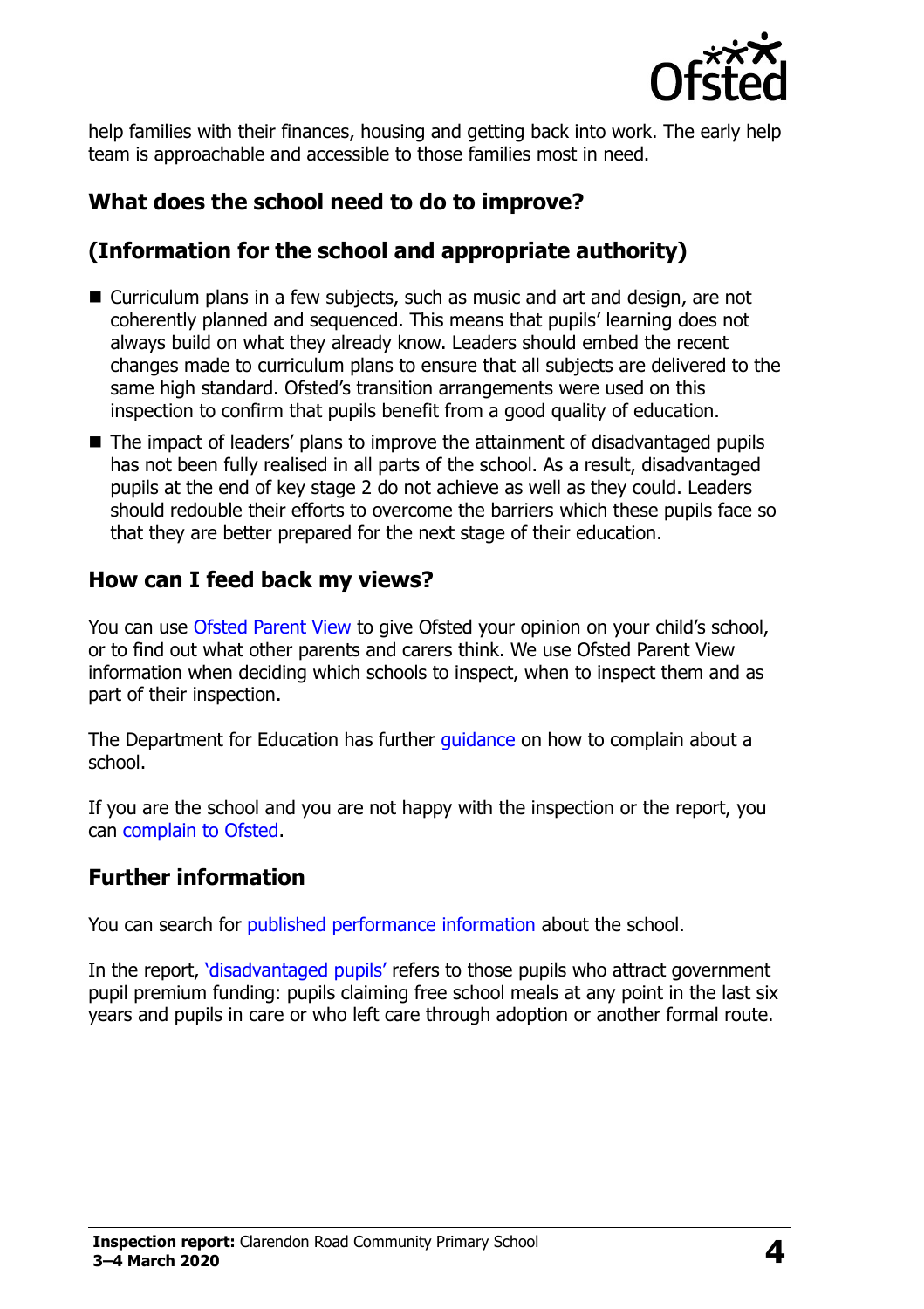help families with their finances, housing and getting back into work. The early help team is approachable and accessible to those families most in need.

## What does the school need to do to improve?

## (Information for the school and appropriate authority)

- Curriculum plans in a few subjects, such as music and art and design, are not coherently planned and sequenced. This means that pupils' learning does not always build on what they already know. Leaders should embed the recent changes made to curriculum plans to ensure that all subjects are delivered to the same high standard. Ofsted's transition arrangements were used on this inspection to confirm that pupils benefit from a good quality of education.
- The impact of leaders' plans to improve the attainment of disadvantaged pupils has not been fully realised in all parts of the school. As a result, disadvantaged pupils at the end of key stage 2 do not achieve as well as they could. Leaders should redouble their efforts to overcome the barriers which these pupils face so that they are better prepared for the next stage of their education.

## How can I feed back my views?

You can use Ofsted Parent View to give Ofsted your opinion on your child's school, or to find out what other parents and carers think. We use Ofsted Parent View information when deciding which schools to inspect, when to inspect them and as part of their inspection.

The Department for Education has further guidance on how to complain about a school.

If you are the school and you are not happy with the inspection or the report, you can complain to Ofsted.

## Further information

You can search for published performance information about the school.

In the report, 'disadvantaged pupils' refers to those pupils who attract government pupil premium funding: pupils claiming free school meals at any point in the last six years and pupils in care or who left care through adoption or another formal route.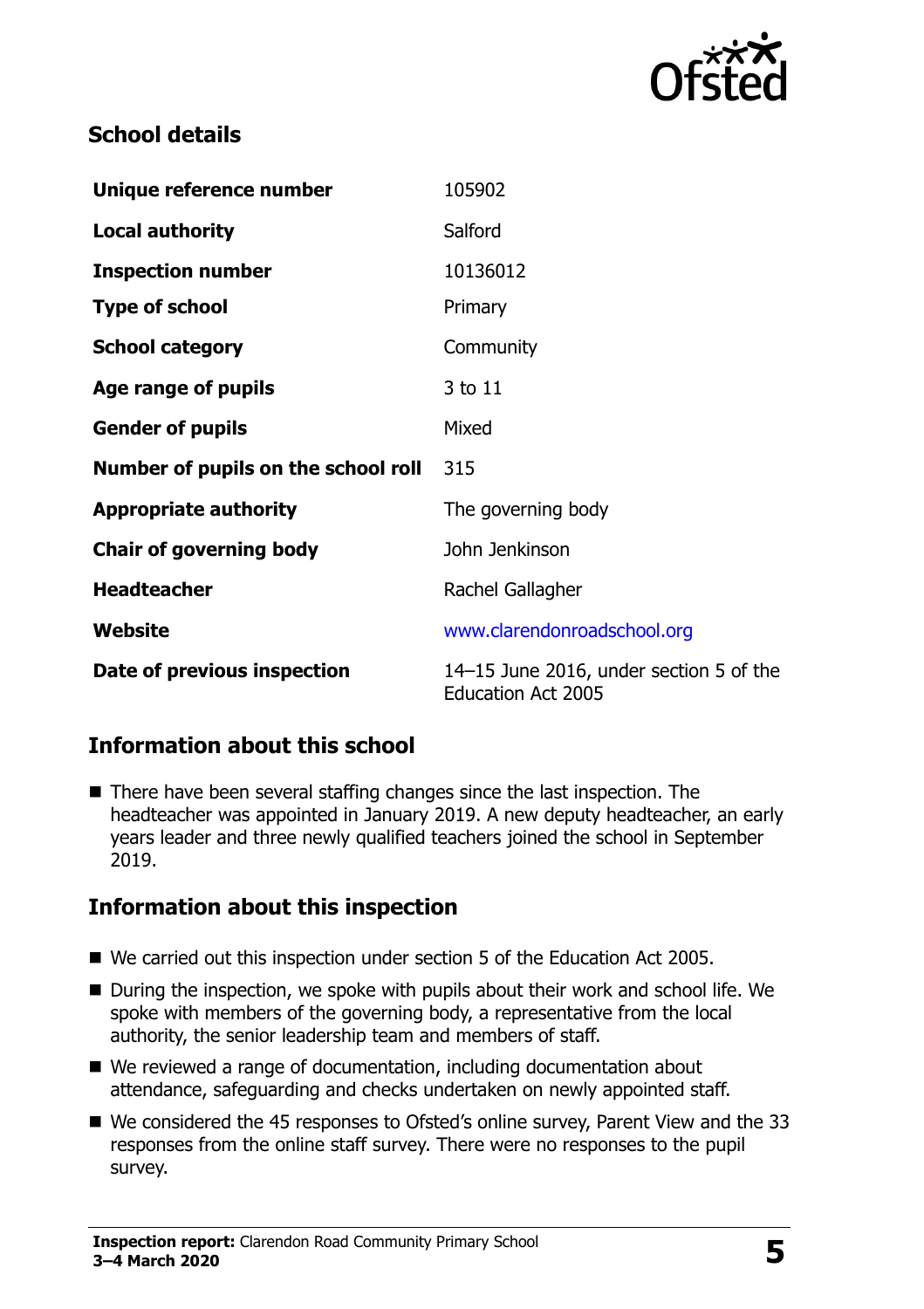## School details

| | |
|---|---|
| **Unique reference number** | 105902 |
| **Local authority** | Salford |
| **Inspection number** | 10136012 |
| **Type of school** | Primary |
| **School category** | Community |
| **Age range of pupils** | 3 to 11 |
| **Gender of pupils** | Mixed |
| **Number of pupils on the school roll** | 315 |
| **Appropriate authority** | The governing body |
| **Chair of governing body** | John Jenkinson |
| **Headteacher** | Rachel Gallagher |
| **Website** | www.clarendonroadschool.org |
| **Date of previous inspection** | 14–15 June 2016, under section 5 of the Education Act 2005 |

## Information about this school

- There have been several staffing changes since the last inspection. The headteacher was appointed in January 2019. A new deputy headteacher, an early years leader and three newly qualified teachers joined the school in September 2019.

## Information about this inspection

- We carried out this inspection under section 5 of the Education Act 2005.
- During the inspection, we spoke with pupils about their work and school life. We spoke with members of the governing body, a representative from the local authority, the senior leadership team and members of staff.
- We reviewed a range of documentation, including documentation about attendance, safeguarding and checks undertaken on newly appointed staff.
- We considered the 45 responses to Ofsted's online survey, Parent View and the 33 responses from the online staff survey. There were no responses to the pupil survey.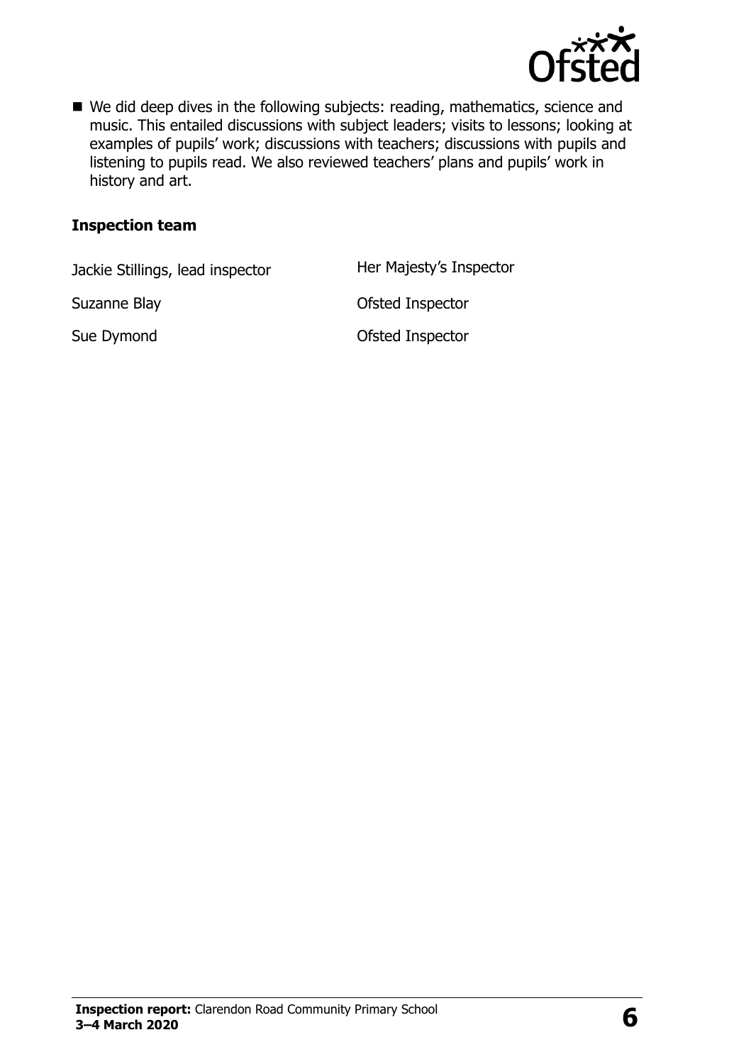- We did deep dives in the following subjects: reading, mathematics, science and music. This entailed discussions with subject leaders; visits to lessons; looking at examples of pupils' work; discussions with teachers; discussions with pupils and listening to pupils read. We also reviewed teachers' plans and pupils' work in history and art.

### Inspection team

| | |
|---|---|
| Jackie Stillings, lead inspector | Her Majesty's Inspector |
| Suzanne Blay | Ofsted Inspector |
| Sue Dymond | Ofsted Inspector |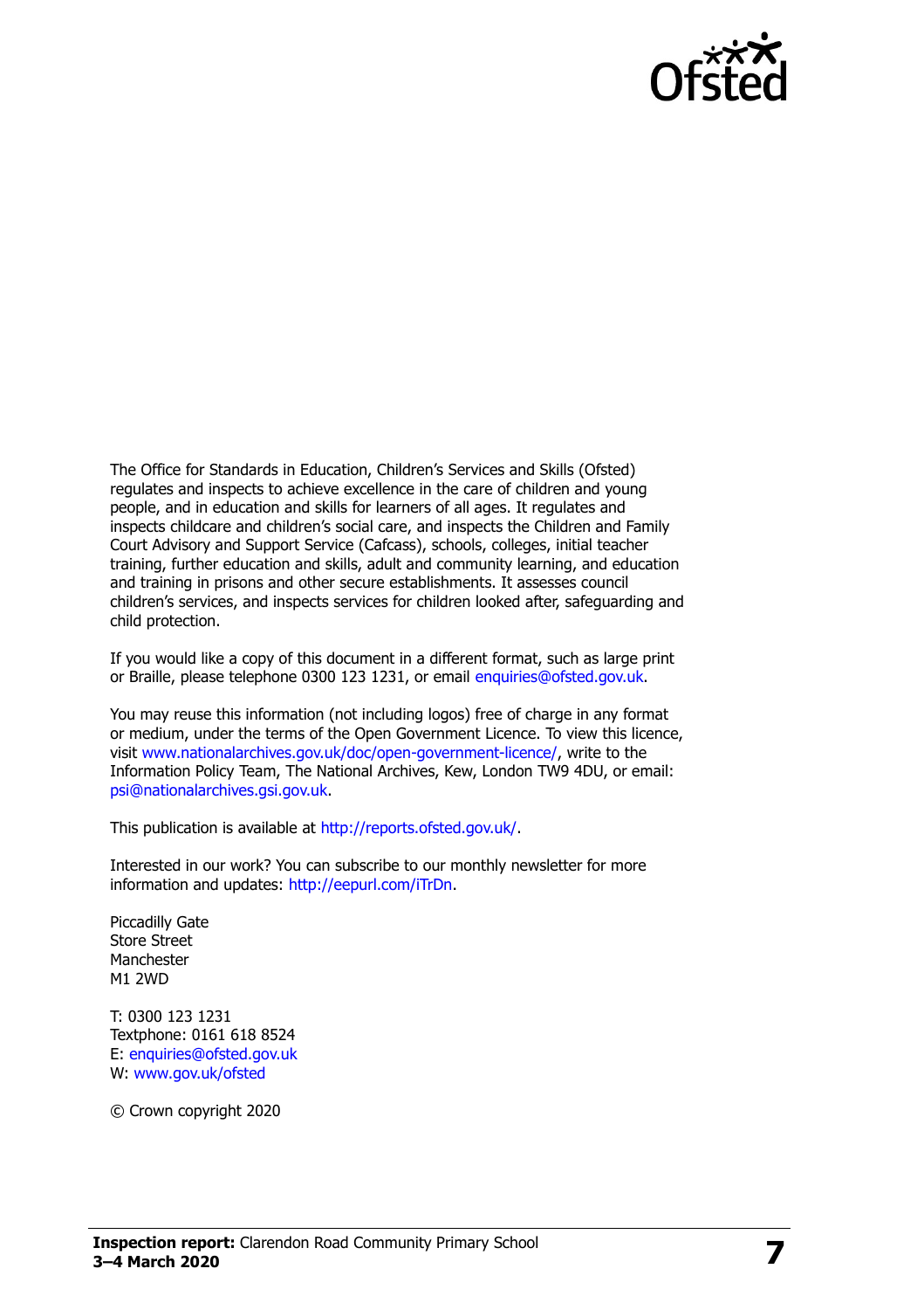The Office for Standards in Education, Children's Services and Skills (Ofsted) regulates and inspects to achieve excellence in the care of children and young people, and in education and skills for learners of all ages. It regulates and inspects childcare and children's social care, and inspects the Children and Family Court Advisory and Support Service (Cafcass), schools, colleges, initial teacher training, further education and skills, adult and community learning, and education and training in prisons and other secure establishments. It assesses council children's services, and inspects services for children looked after, safeguarding and child protection.

If you would like a copy of this document in a different format, such as large print or Braille, please telephone 0300 123 1231, or email enquiries@ofsted.gov.uk.

You may reuse this information (not including logos) free of charge in any format or medium, under the terms of the Open Government Licence. To view this licence, visit www.nationalarchives.gov.uk/doc/open-government-licence/, write to the Information Policy Team, The National Archives, Kew, London TW9 4DU, or email: psi@nationalarchives.gsi.gov.uk.

This publication is available at http://reports.ofsted.gov.uk/.

Interested in our work? You can subscribe to our monthly newsletter for more information and updates: http://eepurl.com/iTrDn.

Piccadilly Gate
Store Street
Manchester
M1 2WD

T: 0300 123 1231
Textphone: 0161 618 8524
E: enquiries@ofsted.gov.uk
W: www.gov.uk/ofsted

© Crown copyright 2020